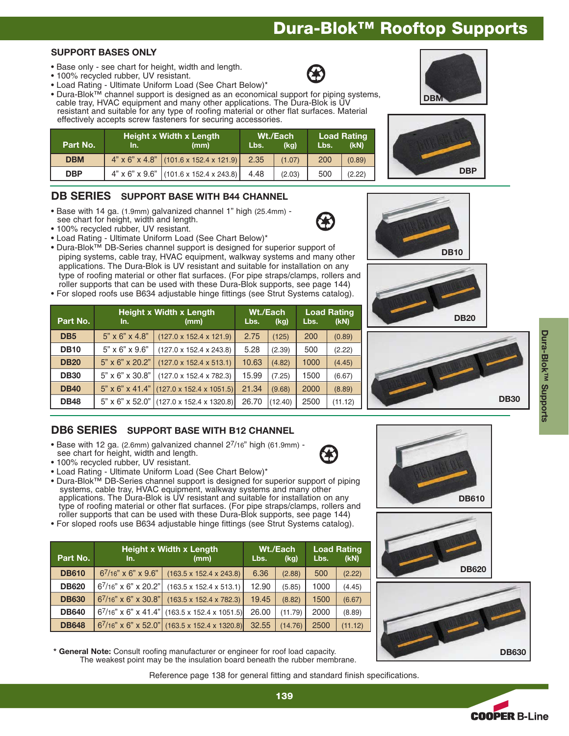# Dura-Blok™ Rooftop Supports

## SUPPORT BASES ONLY

- Base only - see chart for height, width and length.
- 100% recycled rubber, UV resistant.
- Load Rating - Ultimate Uniform Load (See Chart Below)*
- Dura-Blok™ channel support is designed as an economical support for piping systems, cable tray, HVAC equipment and many other applications. The Dura-Blok is UV resistant and suitable for any type of roofing material or other flat surfaces. Material effectively accepts screw fasteners for securing accessories.

| Part No. | Height x Width x Length In. | (mm) | Wt./Each Lbs. | (kg) | Load Rating Lbs. | (kN) |
|---|---|---|---|---|---|---|
| DBM | 4" x 6" x 4.8" | (101.6 x 152.4 x 121.9) | 2.35 | (1.07) | 200 | (0.89) |
| DBP | 4" x 6" x 9.6" | (101.6 x 152.4 x 243.8) | 4.48 | (2.03) | 500 | (2.22) |

DBM

DBP

## DB SERIES SUPPORT BASE WITH B44 CHANNEL

- Base with 14 ga. (1.9mm) galvanized channel 1" high (25.4mm) - see chart for height, width and length.
- 100% recycled rubber, UV resistant.
- Load Rating - Ultimate Uniform Load (See Chart Below)*
- Dura-Blok™ DB-Series channel support is designed for superior support of piping systems, cable tray, HVAC equipment, walkway systems and many other applications. The Dura-Blok is UV resistant and suitable for installation on any type of roofing material or other flat surfaces. (For pipe straps/clamps, rollers and roller supports that can be used with these Dura-Blok supports, see page 144)
- For sloped roofs use B634 adjustable hinge fittings (see Strut Systems catalog).

| Part No. | Height x Width x Length In. | (mm) | Wt./Each Lbs. | (kg) | Load Rating Lbs. | (kN) |
|---|---|---|---|---|---|---|
| DB5 | 5" x 6" x 4.8" | (127.0 x 152.4 x 121.9) | 2.75 | (125) | 200 | (0.89) |
| DB10 | 5" x 6" x 9.6" | (127.0 x 152.4 x 243.8) | 5.28 | (2.39) | 500 | (2.22) |
| DB20 | 5" x 6" x 20.2" | (127.0 x 152.4 x 513.1) | 10.63 | (4.82) | 1000 | (4.45) |
| DB30 | 5" x 6" x 30.8" | (127.0 x 152.4 x 782.3) | 15.99 | (7.25) | 1500 | (6.67) |
| DB40 | 5" x 6" x 41.4" | (127.0 x 152.4 x 1051.5) | 21.34 | (9.68) | 2000 | (8.89) |
| DB48 | 5" x 6" x 52.0" | (127.0 x 152.4 x 1320.8) | 26.70 | (12.40) | 2500 | (11.12) |

DB10

DB20

DB30

## DB6 SERIES SUPPORT BASE WITH B12 CHANNEL

- Base with 12 ga. (2.6mm) galvanized channel 2 7/16" high (61.9mm) - see chart for height, width and length.
- 100% recycled rubber, UV resistant.
- Load Rating - Ultimate Uniform Load (See Chart Below)*
- Dura-Blok™ DB-Series channel support is designed for superior support of piping systems, cable tray, HVAC equipment, walkway systems and many other applications. The Dura-Blok is UV resistant and suitable for installation on any type of roofing material or other flat surfaces. (For pipe straps/clamps, rollers and roller supports that can be used with these Dura-Blok supports, see page 144)
- For sloped roofs use B634 adjustable hinge fittings (see Strut Systems catalog).

| Part No. | Height x Width x Length In. | (mm) | Wt./Each Lbs. | (kg) | Load Rating Lbs. | (kN) |
|---|---|---|---|---|---|---|
| DB610 | 6 7/16" x 6" x 9.6" | (163.5 x 152.4 x 243.8) | 6.36 | (2.88) | 500 | (2.22) |
| DB620 | 6 7/16" x 6" x 20.2" | (163.5 x 152.4 x 513.1) | 12.90 | (5.85) | 1000 | (4.45) |
| DB630 | 6 7/16" x 6" x 30.8" | (163.5 x 152.4 x 782.3) | 19.45 | (8.82) | 1500 | (6.67) |
| DB640 | 6 7/16" x 6" x 41.4" | (163.5 x 152.4 x 1051.5) | 26.00 | (11.79) | 2000 | (8.89) |
| DB648 | 6 7/16" x 6" x 52.0" | (163.5 x 152.4 x 1320.8) | 32.55 | (14.76) | 2500 | (11.12) |

DB610

DB620

DB630

\* **General Note:** Consult roofing manufacturer or engineer for roof load capacity. The weakest point may be the insulation board beneath the rubber membrane.

Reference page 138 for general fitting and standard finish specifications.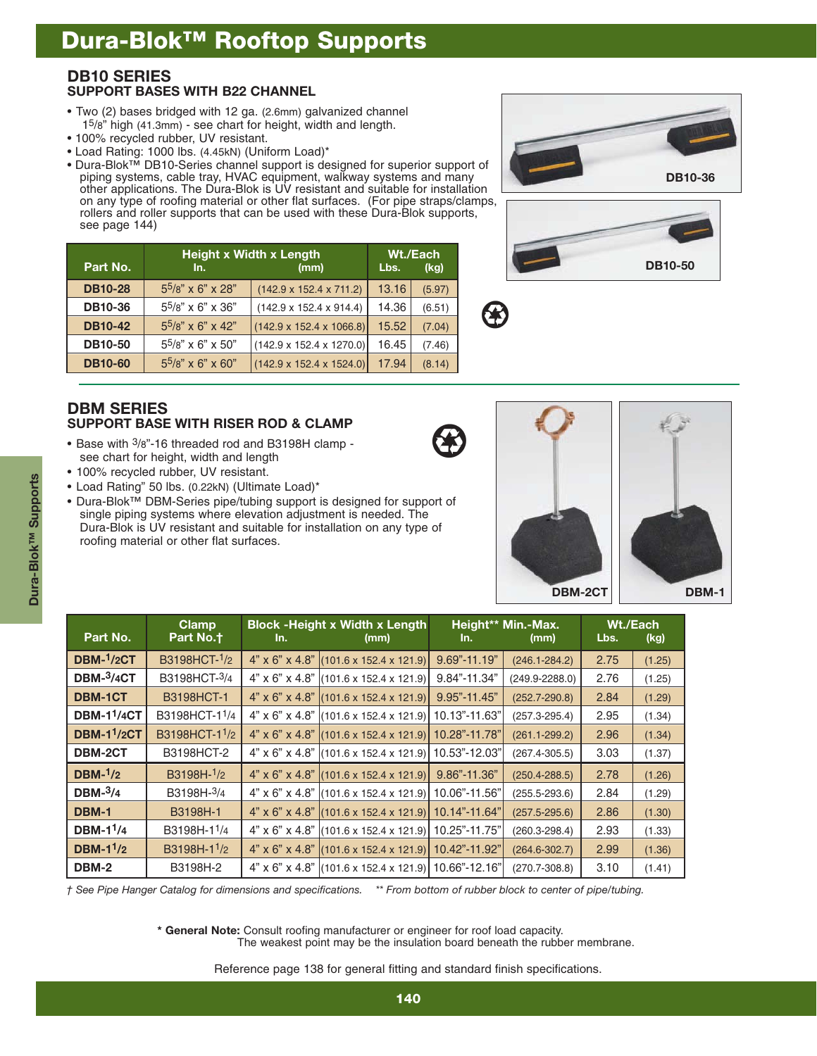# Dura-Blok™ Rooftop Supports

## DB10 SERIES
### SUPPORT BASES WITH B22 CHANNEL

- Two (2) bases bridged with 12 ga. (2.6mm) galvanized channel 1⁵⁄₈" high (41.3mm) - see chart for height, width and length.
- 100% recycled rubber, UV resistant.
- Load Rating: 1000 lbs. (4.45kN) (Uniform Load)*
- Dura-Blok™ DB10-Series channel support is designed for superior support of piping systems, cable tray, HVAC equipment, walkway systems and many other applications. The Dura-Blok is UV resistant and suitable for installation on any type of roofing material or other flat surfaces. (For pipe straps/clamps, rollers and roller supports that can be used with these Dura-Blok supports, see page 144)

| Part No. | Height x Width x Length In. | (mm) | Wt./Each Lbs. | (kg) |
|---|---|---|---|---|
| DB10-28 | 5⁵⁄₈" x 6" x 28" | (142.9 x 152.4 x 711.2) | 13.16 | (5.97) |
| DB10-36 | 5⁵⁄₈" x 6" x 36" | (142.9 x 152.4 x 914.4) | 14.36 | (6.51) |
| DB10-42 | 5⁵⁄₈" x 6" x 42" | (142.9 x 152.4 x 1066.8) | 15.52 | (7.04) |
| DB10-50 | 5⁵⁄₈" x 6" x 50" | (142.9 x 152.4 x 1270.0) | 16.45 | (7.46) |
| DB10-60 | 5⁵⁄₈" x 6" x 60" | (142.9 x 152.4 x 1524.0) | 17.94 | (8.14) |

DB10-36

DB10-50

## DBM SERIES
### SUPPORT BASE WITH RISER ROD & CLAMP

- Base with ³⁄₈"-16 threaded rod and B3198H clamp - see chart for height, width and length
- 100% recycled rubber, UV resistant.
- Load Rating" 50 lbs. (0.22kN) (Ultimate Load)*
- Dura-Blok™ DBM-Series pipe/tubing support is designed for support of single piping systems where elevation adjustment is needed. The Dura-Blok is UV resistant and suitable for installation on any type of roofing material or other flat surfaces.

DBM-2CT

DBM-1

| Part No. | Clamp Part No.† | Block -Height x Width x Length In. | (mm) | Height** Min.-Max. In. | (mm) | Wt./Each Lbs. | (kg) |
|---|---|---|---|---|---|---|---|
| DBM-½CT | B3198HCT-½ | 4" x 6" x 4.8" | (101.6 x 152.4 x 121.9) | 9.69"-11.19" | (246.1-284.2) | 2.75 | (1.25) |
| DBM-¾CT | B3198HCT-¾ | 4" x 6" x 4.8" | (101.6 x 152.4 x 121.9) | 9.84"-11.34" | (249.9-2288.0) | 2.76 | (1.25) |
| DBM-1CT | B3198HCT-1 | 4" x 6" x 4.8" | (101.6 x 152.4 x 121.9) | 9.95"-11.45" | (252.7-290.8) | 2.84 | (1.29) |
| DBM-1¼CT | B3198HCT-1¼ | 4" x 6" x 4.8" | (101.6 x 152.4 x 121.9) | 10.13"-11.63" | (257.3-295.4) | 2.95 | (1.34) |
| DBM-1½CT | B3198HCT-1½ | 4" x 6" x 4.8" | (101.6 x 152.4 x 121.9) | 10.28"-11.78" | (261.1-299.2) | 2.96 | (1.34) |
| DBM-2CT | B3198HCT-2 | 4" x 6" x 4.8" | (101.6 x 152.4 x 121.9) | 10.53"-12.03" | (267.4-305.5) | 3.03 | (1.37) |
| DBM-½ | B3198H-½ | 4" x 6" x 4.8" | (101.6 x 152.4 x 121.9) | 9.86"-11.36" | (250.4-288.5) | 2.78 | (1.26) |
| DBM-¾ | B3198H-¾ | 4" x 6" x 4.8" | (101.6 x 152.4 x 121.9) | 10.06"-11.56" | (255.5-293.6) | 2.84 | (1.29) |
| DBM-1 | B3198H-1 | 4" x 6" x 4.8" | (101.6 x 152.4 x 121.9) | 10.14"-11.64" | (257.5-295.6) | 2.86 | (1.30) |
| DBM-1¼ | B3198H-1¼ | 4" x 6" x 4.8" | (101.6 x 152.4 x 121.9) | 10.25"-11.75" | (260.3-298.4) | 2.93 | (1.33) |
| DBM-1½ | B3198H-1½ | 4" x 6" x 4.8" | (101.6 x 152.4 x 121.9) | 10.42"-11.92" | (264.6-302.7) | 2.99 | (1.36) |
| DBM-2 | B3198H-2 | 4" x 6" x 4.8" | (101.6 x 152.4 x 121.9) | 10.66"-12.16" | (270.7-308.8) | 3.10 | (1.41) |

*† See Pipe Hanger Catalog for dimensions and specifications.* *** From bottom of rubber block to center of pipe/tubing.*

**\* General Note:** Consult roofing manufacturer or engineer for roof load capacity. The weakest point may be the insulation board beneath the rubber membrane.

Reference page 138 for general fitting and standard finish specifications.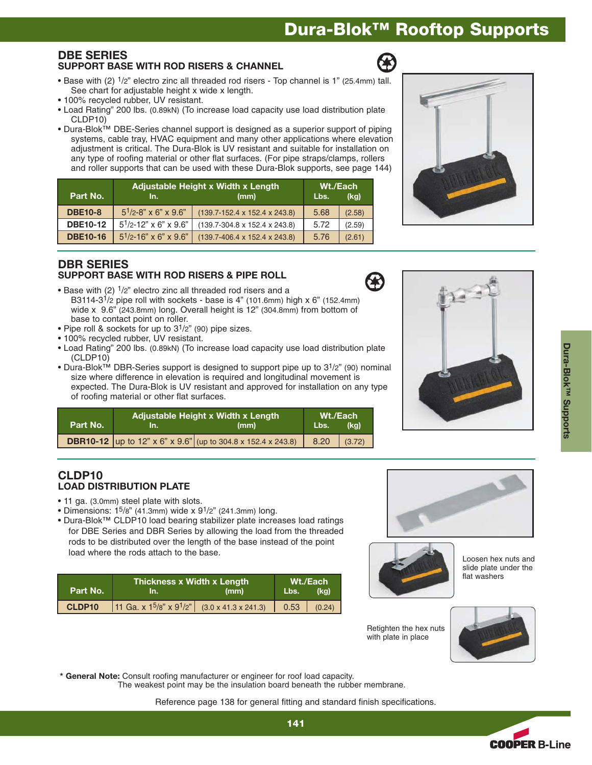# Dura-Blok™ Rooftop Supports

## DBE SERIES
### SUPPORT BASE WITH ROD RISERS & CHANNEL

- Base with (2) 1/2" electro zinc all threaded rod risers - Top channel is 1" (25.4mm) tall. See chart for adjustable height x wide x length.
- 100% recycled rubber, UV resistant.
- Load Rating" 200 lbs. (0.89kN) (To increase load capacity use load distribution plate CLDP10)
- Dura-Blok™ DBE-Series channel support is designed as a superior support of piping systems, cable tray, HVAC equipment and many other applications where elevation adjustment is critical. The Dura-Blok is UV resistant and suitable for installation on any type of roofing material or other flat surfaces. (For pipe straps/clamps, rollers and roller supports that can be used with these Dura-Blok supports, see page 144)

| Part No. | Adjustable Height x Width x Length In. | (mm) | Wt./Each Lbs. | (kg) |
|---|---|---|---|---|
| DBE10-8 | 5 1/2-8" x 6" x 9.6" | (139.7-152.4 x 152.4 x 243.8) | 5.68 | (2.58) |
| DBE10-12 | 5 1/2-12" x 6" x 9.6" | (139.7-304.8 x 152.4 x 243.8) | 5.72 | (2.59) |
| DBE10-16 | 5 1/2-16" x 6" x 9.6" | (139.7-406.4 x 152.4 x 243.8) | 5.76 | (2.61) |

## DBR SERIES
### SUPPORT BASE WITH ROD RISERS & PIPE ROLL

- Base with (2) 1/2" electro zinc all threaded rod risers and a B3114-3 1/2 pipe roll with sockets - base is 4" (101.6mm) high x 6" (152.4mm) wide x 9.6" (243.8mm) long. Overall height is 12" (304.8mm) from bottom of base to contact point on roller.
- Pipe roll & sockets for up to 3 1/2" (90) pipe sizes.
- 100% recycled rubber, UV resistant.
- Load Rating" 200 lbs. (0.89kN) (To increase load capacity use load distribution plate (CLDP10)
- Dura-Blok™ DBR-Series support is designed to support pipe up to 3 1/2" (90) nominal size where difference in elevation is required and longitudinal movement is expected. The Dura-Blok is UV resistant and approved for installation on any type of roofing material or other flat surfaces.

| Part No. | Adjustable Height x Width x Length In. | (mm) | Wt./Each Lbs. | (kg) |
|---|---|---|---|---|
| DBR10-12 | up to 12" x 6" x 9.6" | (up to 304.8 x 152.4 x 243.8) | 8.20 | (3.72) |

## CLDP10
### LOAD DISTRIBUTION PLATE

- 11 ga. (3.0mm) steel plate with slots.
- Dimensions: 1 5/8" (41.3mm) wide x 9 1/2" (241.3mm) long.
- Dura-Blok™ CLDP10 load bearing stabilizer plate increases load ratings for DBE Series and DBR Series by allowing the load from the threaded rods to be distributed over the length of the base instead of the point load where the rods attach to the base.

| Part No. | Thickness x Width x Length In. | (mm) | Wt./Each Lbs. | (kg) |
|---|---|---|---|---|
| CLDP10 | 11 Ga. x 1 5/8" x 9 1/2" | (3.0 x 41.3 x 241.3) | 0.53 | (0.24) |

Loosen hex nuts and slide plate under the flat washers

Retighten the hex nuts with plate in place

**\* General Note:** Consult roofing manufacturer or engineer for roof load capacity. The weakest point may be the insulation board beneath the rubber membrane.

Reference page 138 for general fitting and standard finish specifications.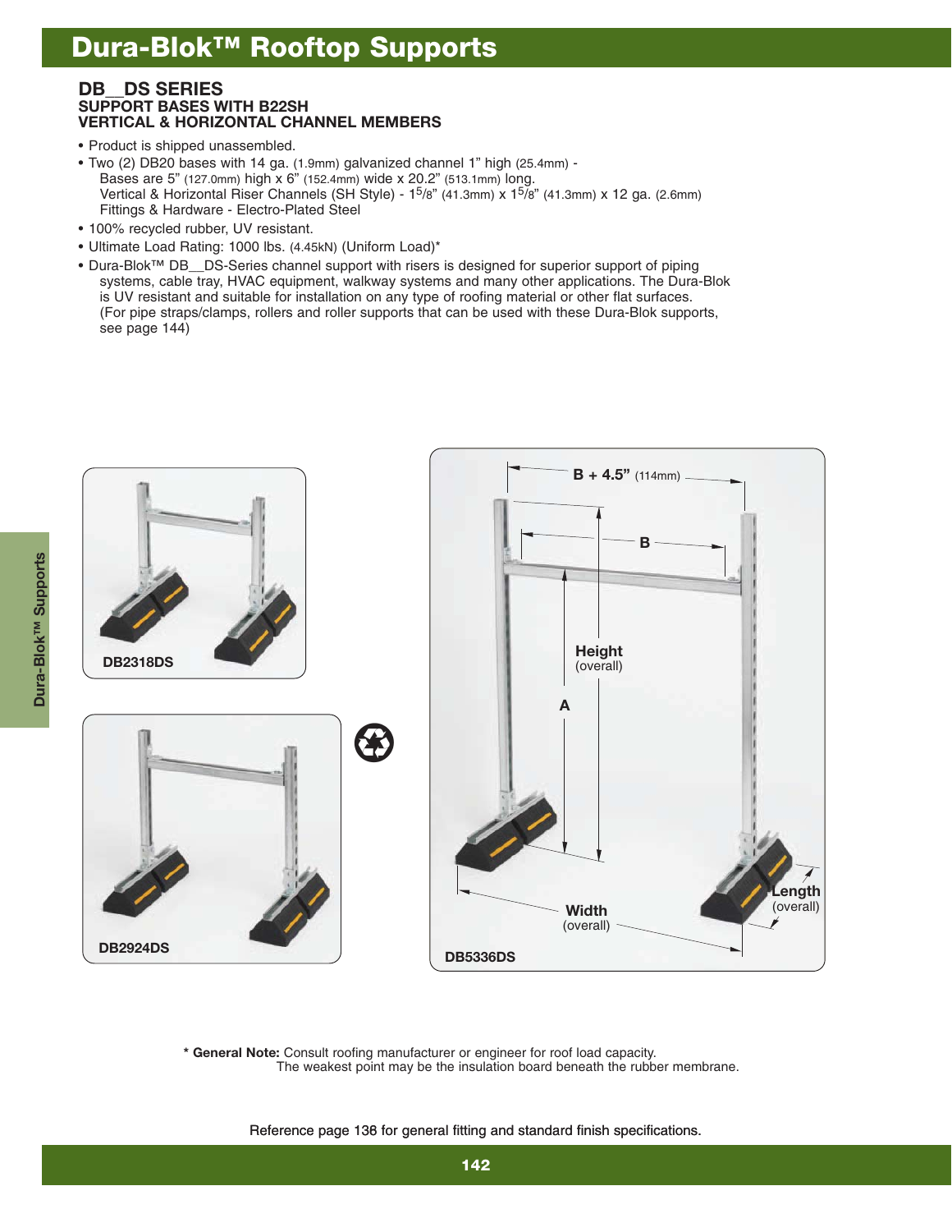# Dura-Blok™ Rooftop Supports

## DB__DS SERIES
### SUPPORT BASES WITH B22SH
### VERTICAL & HORIZONTAL CHANNEL MEMBERS

- Product is shipped unassembled.
- Two (2) DB20 bases with 14 ga. (1.9mm) galvanized channel 1" high (25.4mm) -
  Bases are 5" (127.0mm) high x 6" (152.4mm) wide x 20.2" (513.1mm) long.
  Vertical & Horizontal Riser Channels (SH Style) - 1 5/8" (41.3mm) x 1 5/8" (41.3mm) x 12 ga. (2.6mm)
  Fittings & Hardware - Electro-Plated Steel
- 100% recycled rubber, UV resistant.
- Ultimate Load Rating: 1000 lbs. (4.45kN) (Uniform Load)*
- Dura-Blok™ DB__DS-Series channel support with risers is designed for superior support of piping systems, cable tray, HVAC equipment, walkway systems and many other applications. The Dura-Blok is UV resistant and suitable for installation on any type of roofing material or other flat surfaces. (For pipe straps/clamps, rollers and roller supports that can be used with these Dura-Blok supports, see page 144)

DB2318DS

DB2924DS

B + 4.5" (114mm)

B

Height (overall)

A

Width (overall)

Length (overall)

DB5336DS

**\* General Note:** Consult roofing manufacturer or engineer for roof load capacity.
The weakest point may be the insulation board beneath the rubber membrane.

Reference page 138 for general fitting and standard finish specifications.